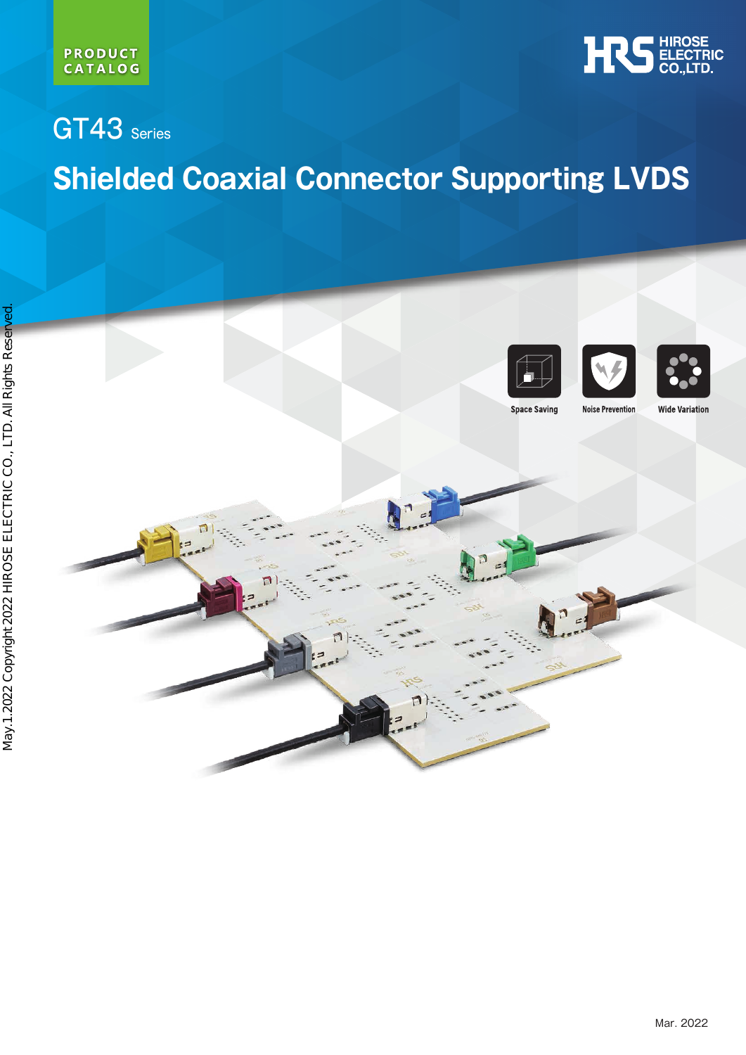PRODUCT CATALOG

HIROSE ELECTRIC CO.,LTD.

# GT43 Series

## Shielded Coaxial Connector Supporting LVDS

Space Saving

Noise Prevention

Wide Variation

May.1.2022 Copyright 2022 HIROSE ELECTRIC CO., LTD. All Rights Reserved.

Mar. 2022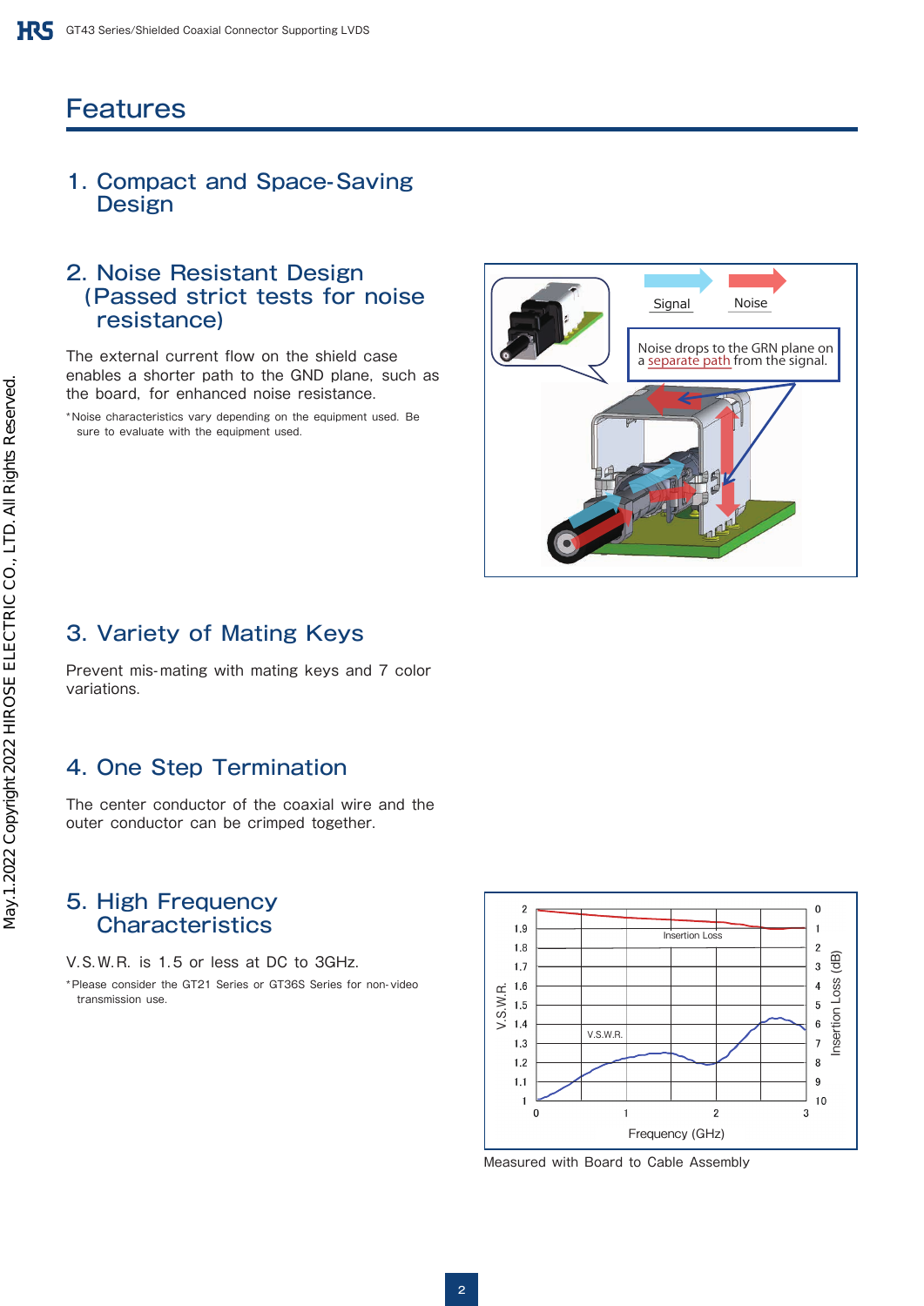# Features

## 1. Compact and Space-Saving Design

## 2. Noise Resistant Design (Passed strict tests for noise resistance)

The external current flow on the shield case enables a shorter path to the GND plane, such as the board, for enhanced noise resistance.

*Noise characteristics vary depending on the equipment used. Be sure to evaluate with the equipment used.

Signal | Noise

Noise drops to the GRN plane on a separate path from the signal.

## 3. Variety of Mating Keys

Prevent mis-mating with mating keys and 7 color variations.

## 4. One Step Termination

The center conductor of the coaxial wire and the outer conductor can be crimped together.

## 5. High Frequency Characteristics

V.S.W.R. is 1.5 or less at DC to 3GHz.

*Please consider the GT21 Series or GT36S Series for non-video transmission use.

Measured with Board to Cable Assembly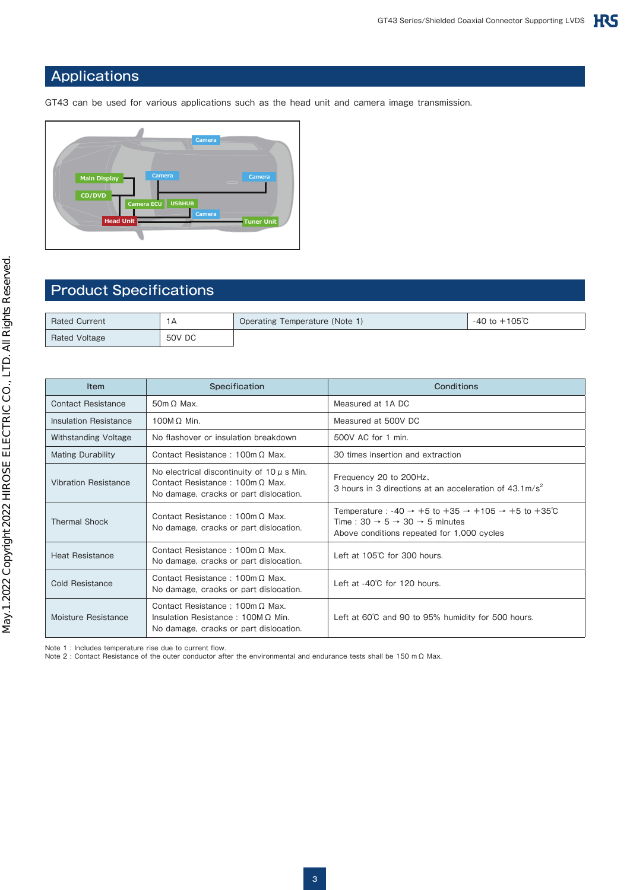## Applications

GT43 can be used for various applications such as the head unit and camera image transmission.

## Product Specifications

| Rated Current | 1A | Operating Temperature (Note 1) | -40 to +105℃ |
|---|---|---|---|
| Rated Voltage | 50V DC | | |

| Item | Specification | Conditions |
|---|---|---|
| Contact Resistance | 50mΩ Max. | Measured at 1A DC |
| Insulation Resistance | 100MΩ Min. | Measured at 500V DC |
| Withstanding Voltage | No flashover or insulation breakdown | 500V AC for 1 min. |
| Mating Durability | Contact Resistance : 100mΩ Max. | 30 times insertion and extraction |
| Vibration Resistance | No electrical discontinuity of 10μs Min.<br>Contact Resistance : 100mΩ Max.<br>No damage, cracks or part dislocation. | Frequency 20 to 200Hz,<br>3 hours in 3 directions at an acceleration of 43.1m/s$^2$ |
| Thermal Shock | Contact Resistance : 100mΩ Max.<br>No damage, cracks or part dislocation. | Temperature : -40 → +5 to +35 → +105 → +5 to +35℃<br>Time : 30 → 5 → 30 → 5 minutes<br>Above conditions repeated for 1,000 cycles |
| Heat Resistance | Contact Resistance : 100mΩ Max.<br>No damage, cracks or part dislocation. | Left at 105℃ for 300 hours. |
| Cold Resistance | Contact Resistance : 100mΩ Max.<br>No damage, cracks or part dislocation. | Left at -40℃ for 120 hours. |
| Moisture Resistance | Contact Resistance : 100mΩ Max.<br>Insulation Resistance : 100MΩ Min.<br>No damage, cracks or part dislocation. | Left at 60℃ and 90 to 95% humidity for 500 hours. |

Note 1 : Includes temperature rise due to current flow.
Note 2 : Contact Resistance of the outer conductor after the environmental and endurance tests shall be 150 mΩ Max.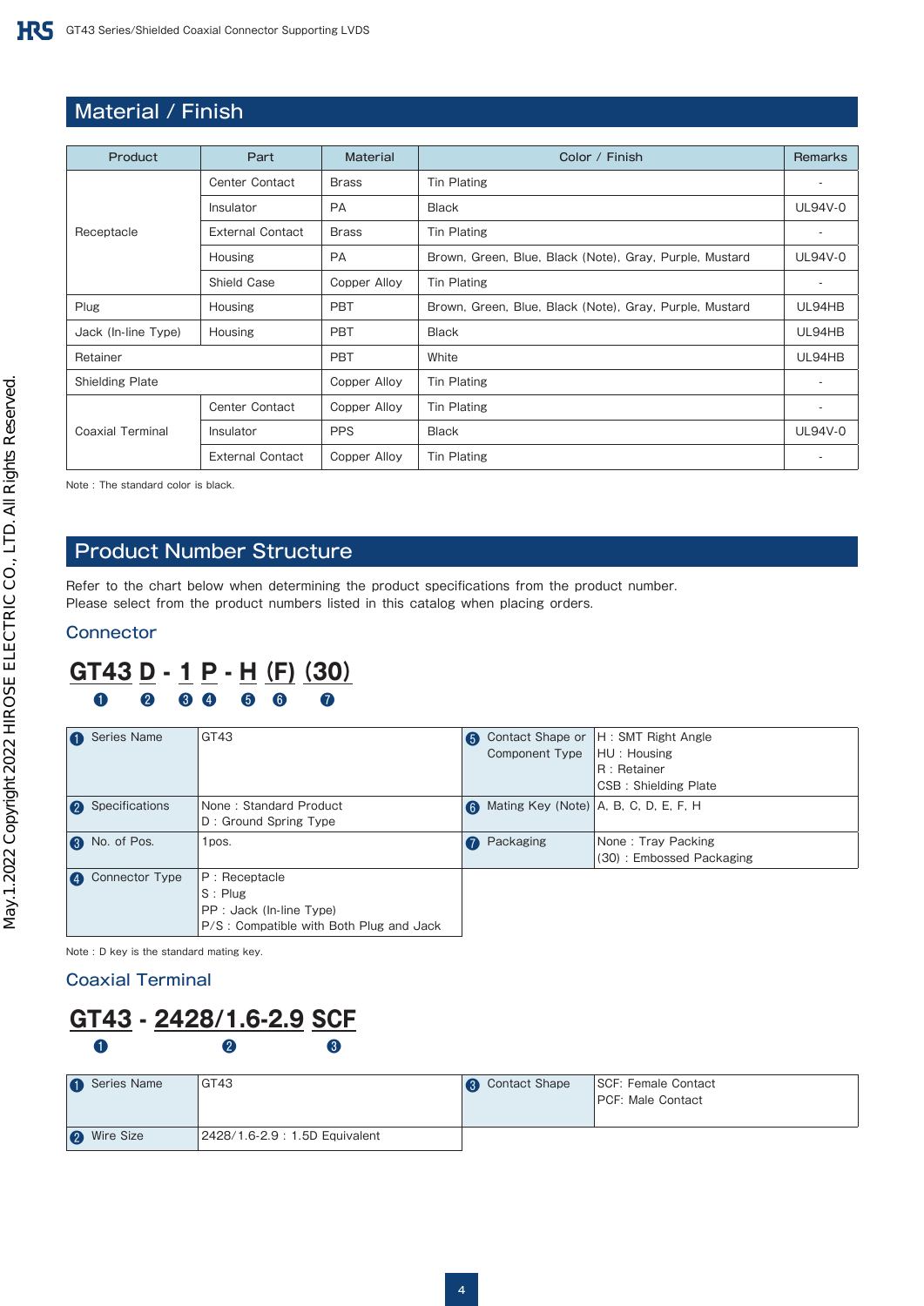## Material / Finish

| Product | Part | Material | Color / Finish | Remarks |
|---|---|---|---|---|
| Receptacle | Center Contact | Brass | Tin Plating | - |
| | Insulator | PA | Black | UL94V-0 |
| | External Contact | Brass | Tin Plating | - |
| | Housing | PA | Brown, Green, Blue, Black (Note), Gray, Purple, Mustard | UL94V-0 |
| | Shield Case | Copper Alloy | Tin Plating | - |
| Plug | Housing | PBT | Brown, Green, Blue, Black (Note), Gray, Purple, Mustard | UL94HB |
| Jack (In-line Type) | Housing | PBT | Black | UL94HB |
| Retainer | | PBT | White | UL94HB |
| Shielding Plate | | Copper Alloy | Tin Plating | - |
| Coaxial Terminal | Center Contact | Copper Alloy | Tin Plating | - |
| | Insulator | PPS | Black | UL94V-0 |
| | External Contact | Copper Alloy | Tin Plating | - |

Note : The standard color is black.

## Product Number Structure

Refer to the chart below when determining the product specifications from the product number.
Please select from the product numbers listed in this catalog when placing orders.

### Connector

**GT43 D - 1 P - H (F) (30)**
❶ ❷ ❸ ❹ ❺ ❻ ❼

| | | | |
|---|---|---|---|
| ❶ Series Name | GT43 | ❺ Contact Shape or Component Type | H : SMT Right Angle<br>HU : Housing<br>R : Retainer<br>CSB : Shielding Plate |
| ❷ Specifications | None : Standard Product<br>D : Ground Spring Type | ❻ Mating Key (Note) | A, B, C, D, E, F, H |
| ❸ No. of Pos. | 1pos. | ❼ Packaging | None : Tray Packing<br>(30) : Embossed Packaging |
| ❹ Connector Type | P : Receptacle<br>S : Plug<br>PP : Jack (In-line Type)<br>P/S : Compatible with Both Plug and Jack | | |

Note : D key is the standard mating key.

### Coaxial Terminal

**GT43 - 2428/1.6-2.9 SCF**
❶ ❷ ❸

| | | | |
|---|---|---|---|
| ❶ Series Name | GT43 | ❸ Contact Shape | SCF: Female Contact<br>PCF: Male Contact |
| ❷ Wire Size | 2428/1.6-2.9 : 1.5D Equivalent | | |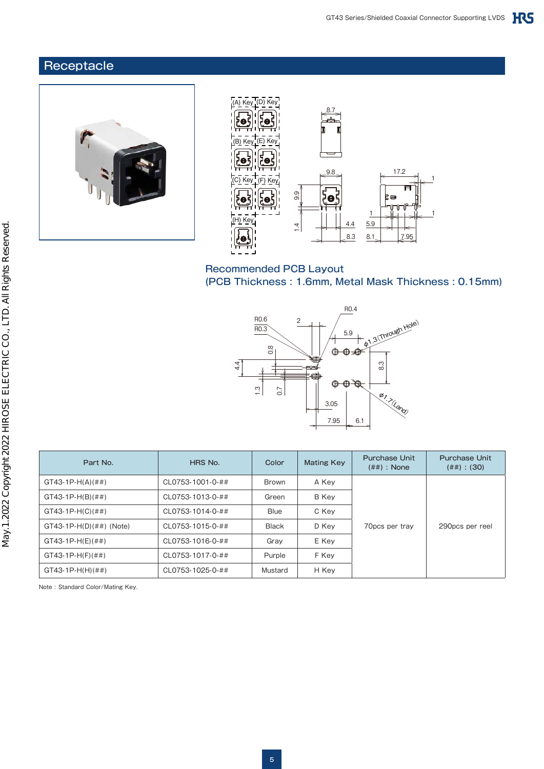## Receptacle

Recommended PCB Layout
(PCB Thickness : 1.6mm, Metal Mask Thickness : 0.15mm)

| Part No. | HRS No. | Color | Mating Key | Purchase Unit (##) : None | Purchase Unit (##) : (30) |
|---|---|---|---|---|---|
| GT43-1P-H(A)(##) | CL0753-1001-0-## | Brown | A Key | 70pcs per tray | 290pcs per reel |
| GT43-1P-H(B)(##) | CL0753-1013-0-## | Green | B Key | | |
| GT43-1P-H(C)(##) | CL0753-1014-0-## | Blue | C Key | | |
| GT43-1P-H(D)(##) (Note) | CL0753-1015-0-## | Black | D Key | | |
| GT43-1P-H(E)(##) | CL0753-1016-0-## | Gray | E Key | | |
| GT43-1P-H(F)(##) | CL0753-1017-0-## | Purple | F Key | | |
| GT43-1P-H(H)(##) | CL0753-1025-0-## | Mustard | H Key | | |

Note : Standard Color/Mating Key.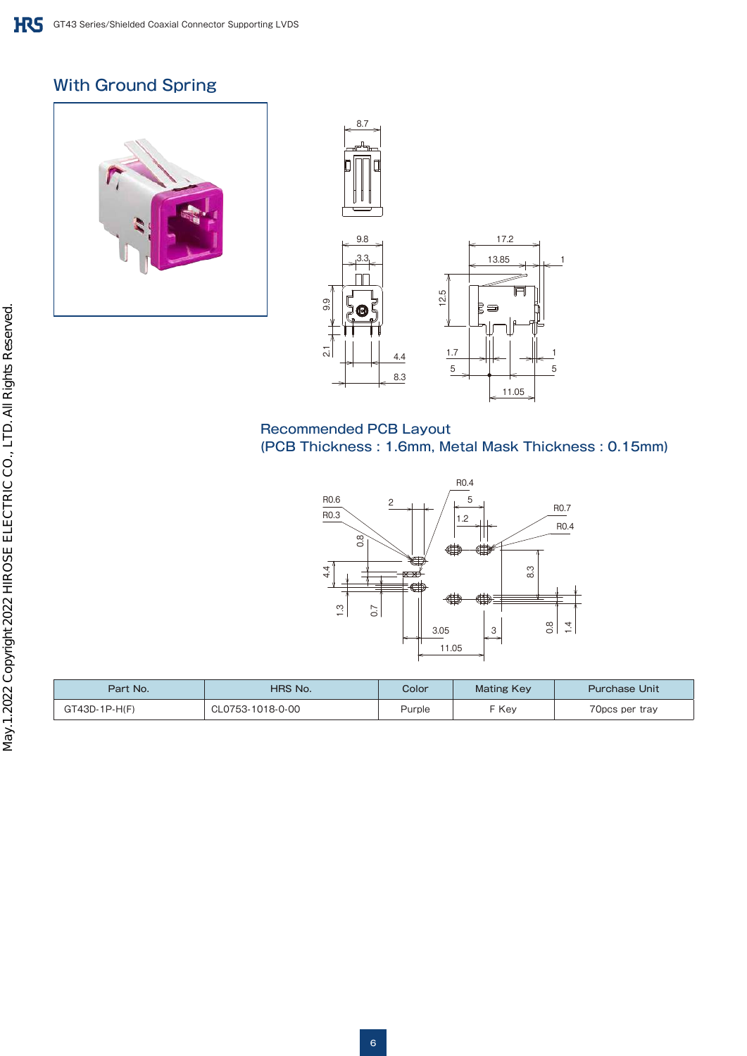## With Ground Spring

### Recommended PCB Layout
(PCB Thickness : 1.6mm, Metal Mask Thickness : 0.15mm)

| Part No. | HRS No. | Color | Mating Key | Purchase Unit |
|---|---|---|---|---|
| GT43D-1P-H(F) | CL0753-1018-0-00 | Purple | F Key | 70pcs per tray |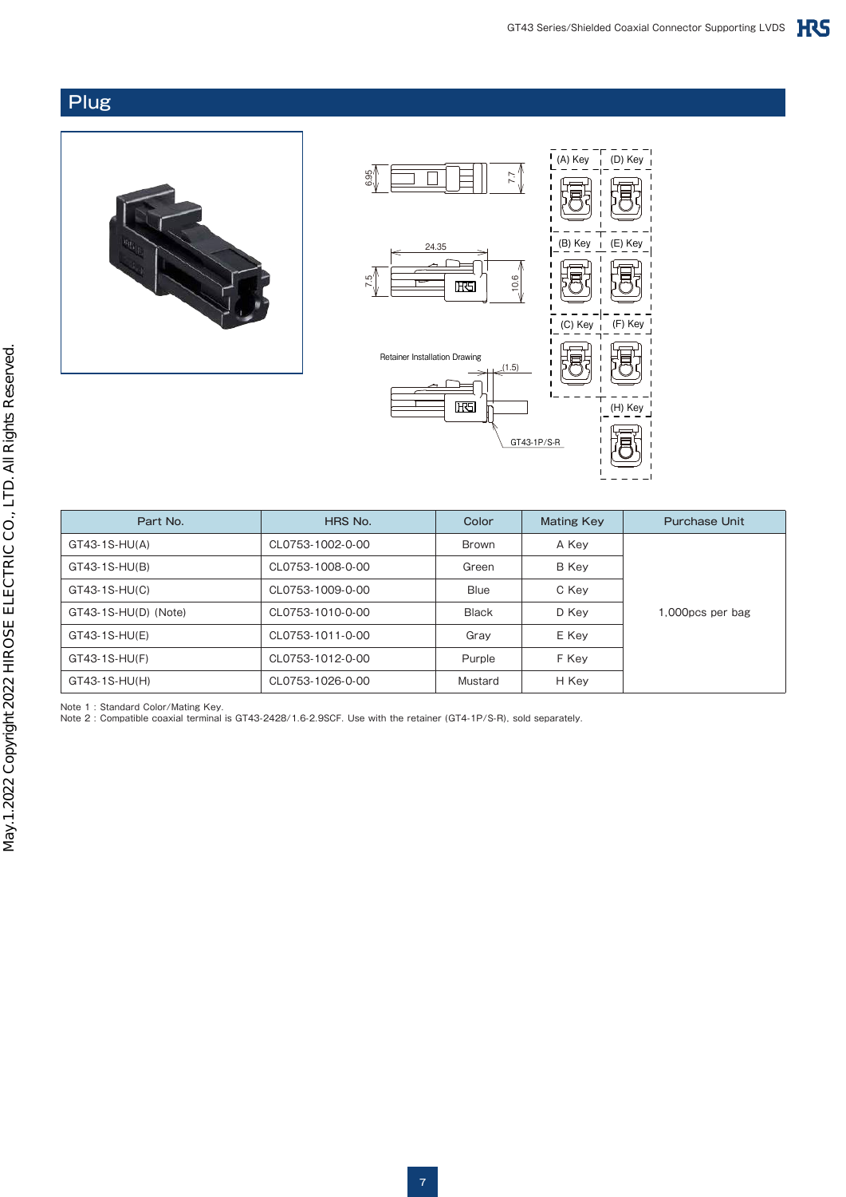## Plug

Retainer Installation Drawing

GT43-1P/S-R

| Part No. | HRS No. | Color | Mating Key | Purchase Unit |
| --- | --- | --- | --- | --- |
| GT43-1S-HU(A) | CL0753-1002-0-00 | Brown | A Key | 1,000pcs per bag |
| GT43-1S-HU(B) | CL0753-1008-0-00 | Green | B Key | |
| GT43-1S-HU(C) | CL0753-1009-0-00 | Blue | C Key | |
| GT43-1S-HU(D) (Note) | CL0753-1010-0-00 | Black | D Key | |
| GT43-1S-HU(E) | CL0753-1011-0-00 | Gray | E Key | |
| GT43-1S-HU(F) | CL0753-1012-0-00 | Purple | F Key | |
| GT43-1S-HU(H) | CL0753-1026-0-00 | Mustard | H Key | |

Note 1 : Standard Color/Mating Key.
Note 2 : Compatible coaxial terminal is GT43-2428/1.6-2.9SCF. Use with the retainer (GT4-1P/S-R), sold separately.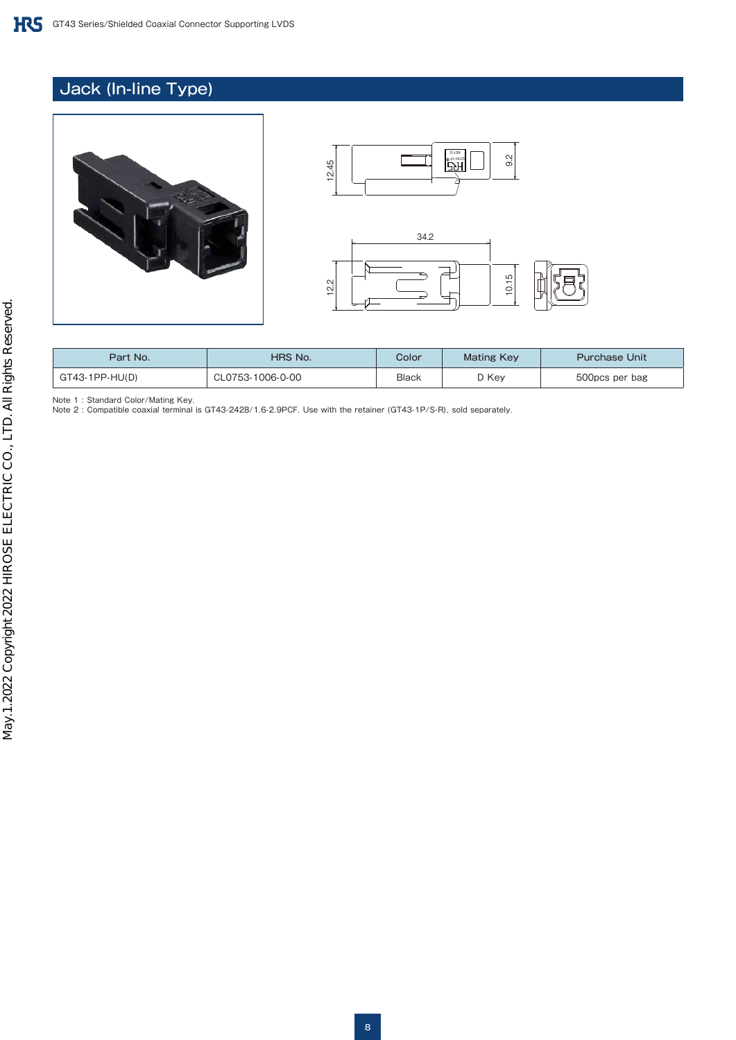## Jack (In-line Type)

| Part No. | HRS No. | Color | Mating Key | Purchase Unit |
| --- | --- | --- | --- | --- |
| GT43-1PP-HU(D) | CL0753-1006-0-00 | Black | D Key | 500pcs per bag |

Note 1 : Standard Color/Mating Key.
Note 2 : Compatible coaxial terminal is GT43-2428/1.6-2.9PCF. Use with the retainer (GT43-1P/S-R), sold separately.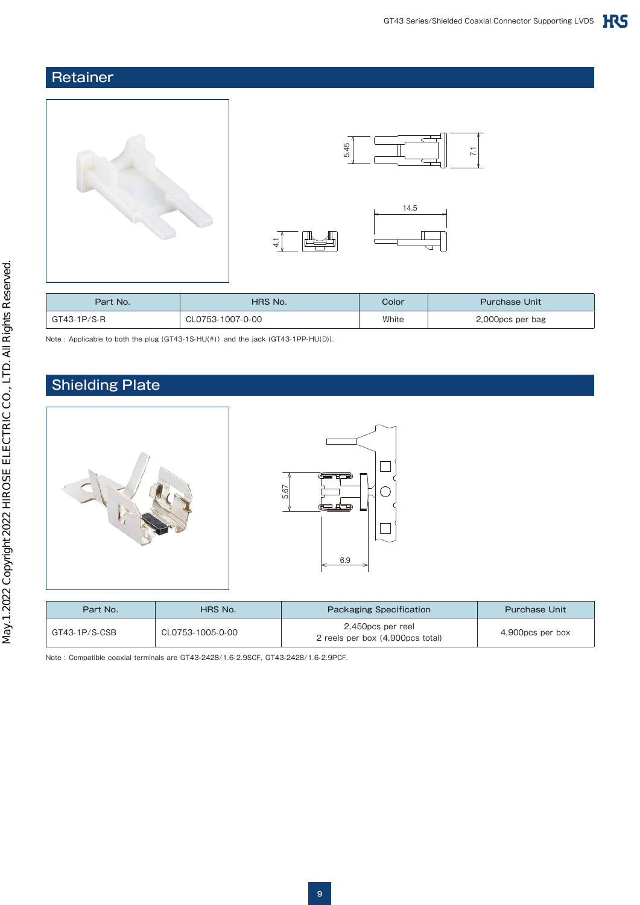## Retainer

| Part No. | HRS No. | Color | Purchase Unit |
| --- | --- | --- | --- |
| GT43-1P/S-R | CL0753-1007-0-00 | White | 2,000pcs per bag |

Note : Applicable to both the plug (GT43-1S-HU(#)) and the jack (GT43-1PP-HU(D)).

## Shielding Plate

| Part No. | HRS No. | Packaging Specification | Purchase Unit |
| --- | --- | --- | --- |
| GT43-1P/S-CSB | CL0753-1005-0-00 | 2,450pcs per reel<br>2 reels per box (4,900pcs total) | 4,900pcs per box |

Note : Compatible coaxial terminals are GT43-2428/1.6-2.9SCF, GT43-2428/1.6-2.9PCF.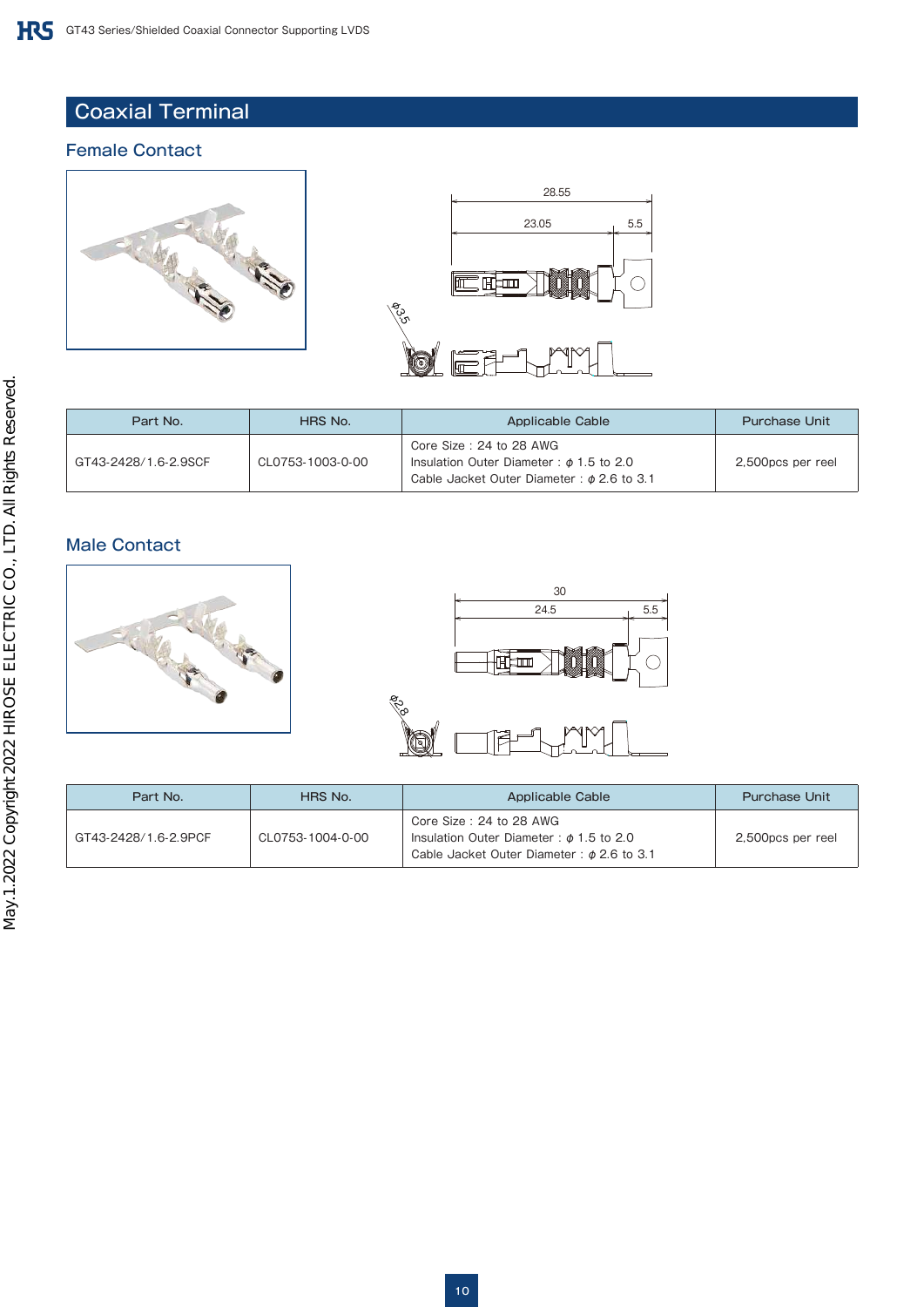## Coaxial Terminal

### Female Contact

| Part No. | HRS No. | Applicable Cable | Purchase Unit |
|---|---|---|---|
| GT43-2428/1.6-2.9SCF | CL0753-1003-0-00 | Core Size : 24 to 28 AWG<br>Insulation Outer Diameter : $\phi$ 1.5 to 2.0<br>Cable Jacket Outer Diameter : $\phi$ 2.6 to 3.1 | 2,500pcs per reel |

### Male Contact

| Part No. | HRS No. | Applicable Cable | Purchase Unit |
|---|---|---|---|
| GT43-2428/1.6-2.9PCF | CL0753-1004-0-00 | Core Size : 24 to 28 AWG<br>Insulation Outer Diameter : $\phi$ 1.5 to 2.0<br>Cable Jacket Outer Diameter : $\phi$ 2.6 to 3.1 | 2,500pcs per reel |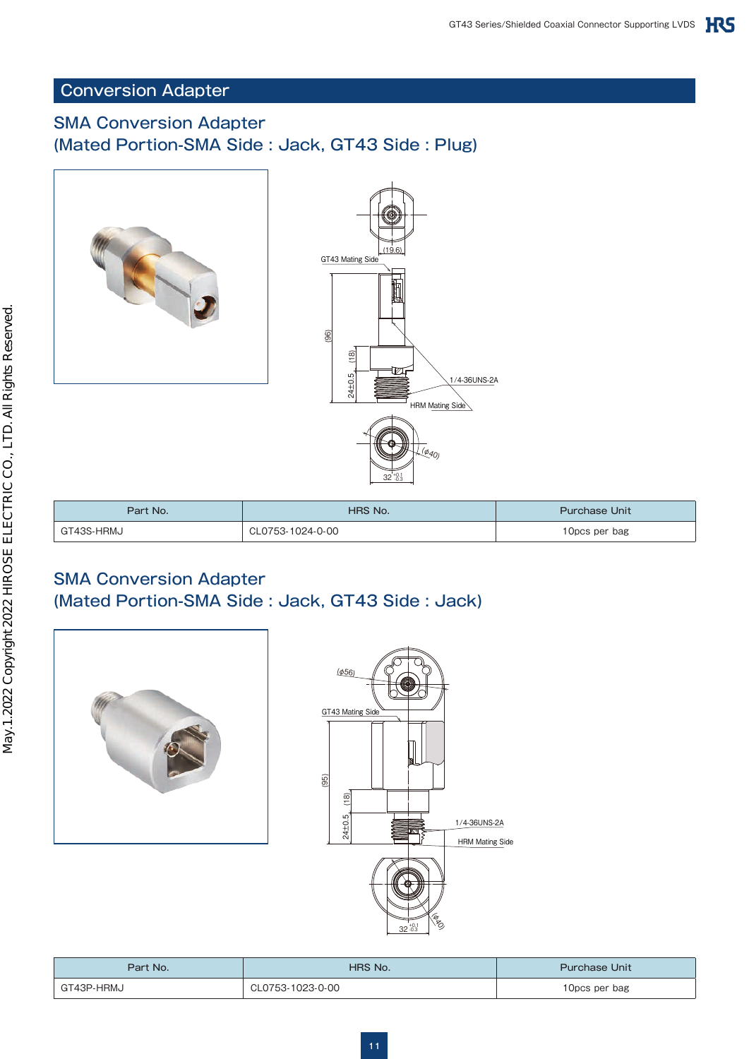# Conversion Adapter

## SMA Conversion Adapter
## (Mated Portion-SMA Side : Jack, GT43 Side : Plug)

(19.6)

GT43 Mating Side

(96)

(18)

24±0.5

1/4-36UNS-2A

HRM Mating Side

(φ40)

$32^{+0.1}_{-0.3}$

| Part No. | HRS No. | Purchase Unit |
|---|---|---|
| GT43S-HRMJ | CL0753-1024-0-00 | 10pcs per bag |

## SMA Conversion Adapter
## (Mated Portion-SMA Side : Jack, GT43 Side : Jack)

(φ56)

GT43 Mating Side

(95)

(18)

24±0.5

1/4-36UNS-2A

HRM Mating Side

$32^{+0.1}_{-0.3}$

(φ40)

| Part No. | HRS No. | Purchase Unit |
|---|---|---|
| GT43P-HRMJ | CL0753-1023-0-00 | 10pcs per bag |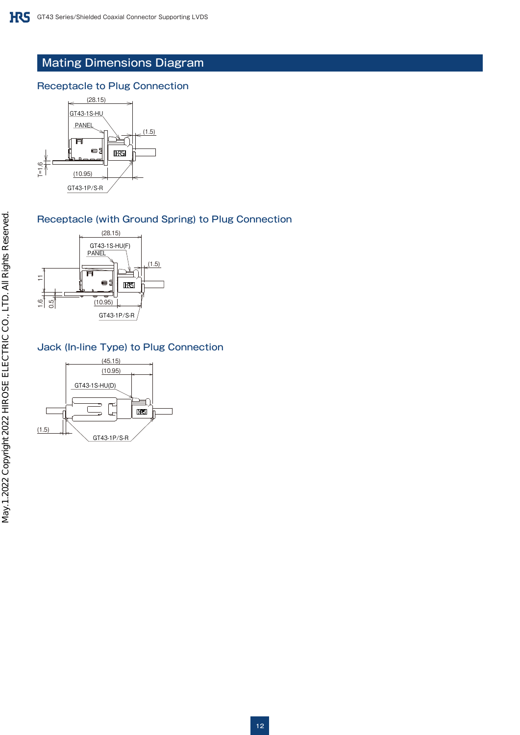## Mating Dimensions Diagram

### Receptacle to Plug Connection

(28.15)

GT43-1S-HU

PANEL

(1.5)

T=1.6

(10.95)

GT43-1P/S-R

### Receptacle (with Ground Spring) to Plug Connection

(28.15)

GT43-1S-HU(F)

PANEL

(1.5)

11

1.6

0.5

(10.95)

GT43-1P/S-R

### Jack (In-line Type) to Plug Connection

(45.15)

(10.95)

GT43-1S-HU(D)

(1.5)

GT43-1P/S-R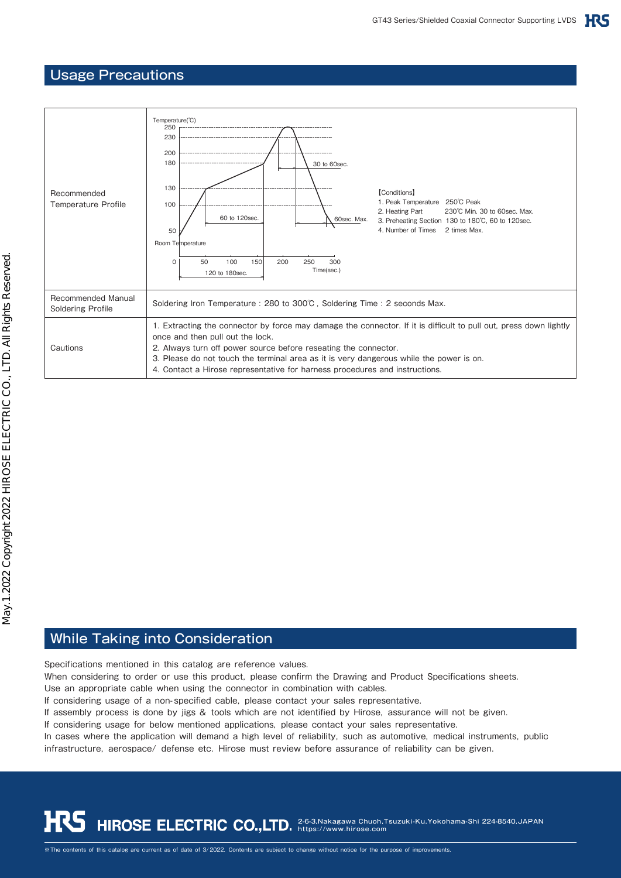## Usage Precautions

| | |
|---|---|
| Recommended Temperature Profile | Temperature(℃)<br>250<br>230<br>200<br>180<br>130<br>100<br>50<br>Room Temperature<br>0 50 100 150 200 250 300<br>Time(sec.)<br>30 to 60sec.<br>60 to 120sec.<br>60sec. Max.<br>120 to 180sec.<br>【Conditions】<br>1. Peak Temperature 250℃ Peak<br>2. Heating Part 230℃ Min. 30 to 60sec. Max.<br>3. Preheating Section 130 to 180℃, 60 to 120sec.<br>4. Number of Times 2 times Max. |
| Recommended Manual Soldering Profile | Soldering Iron Temperature : 280 to 300℃ , Soldering Time : 2 seconds Max. |
| Cautions | 1. Extracting the connector by force may damage the connector. If it is difficult to pull out, press down lightly once and then pull out the lock.<br>2. Always turn off power source before reseating the connector.<br>3. Please do not touch the terminal area as it is very dangerous while the power is on.<br>4. Contact a Hirose representative for harness procedures and instructions. |

## While Taking into Consideration

Specifications mentioned in this catalog are reference values.
When considering to order or use this product, please confirm the Drawing and Product Specifications sheets.
Use an appropriate cable when using the connector in combination with cables.
If considering usage of a non-specified cable, please contact your sales representative.
If assembly process is done by jigs & tools which are not identified by Hirose, assurance will not be given.
If considering usage for below mentioned applications, please contact your sales representative.
In cases where the application will demand a high level of reliability, such as automotive, medical instruments, public infrastructure, aerospace/ defense etc. Hirose must review before assurance of reliability can be given.

HRS HIROSE ELECTRIC CO.,LTD. 2-6-3,Nakagawa Chuoh,Tsuzuki-Ku,Yokohama-Shi 224-8540,JAPAN https://www.hirose.com

※The contents of this catalog are current as of date of 3/ 2022. Contents are subject to change without notice for the purpose of improvements.